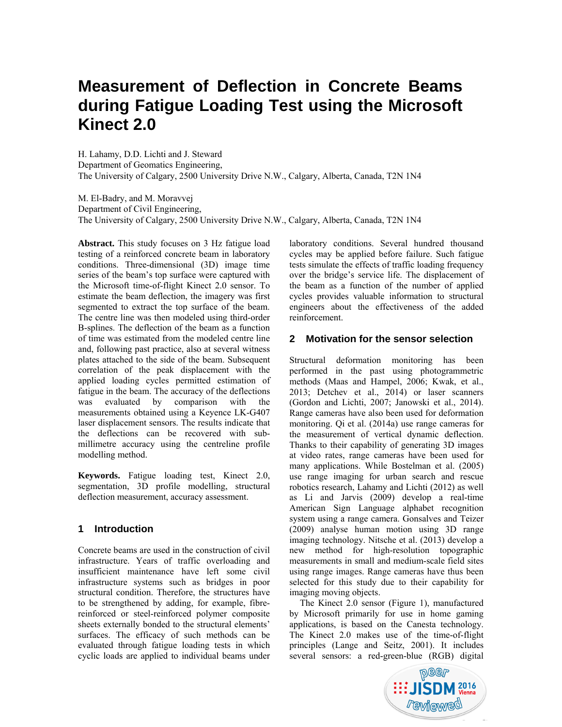# Measurement of Deflection in Concrete Beams during Fatigue Loading Test using the Microsoft Kinect 2.0

H. Lahamy, D.D. Lichti and J. Steward
Department of Geomatics Engineering,
The University of Calgary, 2500 University Drive N.W., Calgary, Alberta, Canada, T2N 1N4

M. El-Badry, and M. Moravvej
Department of Civil Engineering,
The University of Calgary, 2500 University Drive N.W., Calgary, Alberta, Canada, T2N 1N4

**Abstract.** This study focuses on 3 Hz fatigue load testing of a reinforced concrete beam in laboratory conditions. Three-dimensional (3D) image time series of the beam's top surface were captured with the Microsoft time-of-flight Kinect 2.0 sensor. To estimate the beam deflection, the imagery was first segmented to extract the top surface of the beam. The centre line was then modeled using third-order B-splines. The deflection of the beam as a function of time was estimated from the modeled centre line and, following past practice, also at several witness plates attached to the side of the beam. Subsequent correlation of the peak displacement with the applied loading cycles permitted estimation of fatigue in the beam. The accuracy of the deflections was evaluated by comparison with the measurements obtained using a Keyence LK-G407 laser displacement sensors. The results indicate that the deflections can be recovered with sub-millimetre accuracy using the centreline profile modelling method.

**Keywords.** Fatigue loading test, Kinect 2.0, segmentation, 3D profile modelling, structural deflection measurement, accuracy assessment.

## 1 Introduction

Concrete beams are used in the construction of civil infrastructure. Years of traffic overloading and insufficient maintenance have left some civil infrastructure systems such as bridges in poor structural condition. Therefore, the structures have to be strengthened by adding, for example, fibre-reinforced or steel-reinforced polymer composite sheets externally bonded to the structural elements' surfaces. The efficacy of such methods can be evaluated through fatigue loading tests in which cyclic loads are applied to individual beams under laboratory conditions. Several hundred thousand cycles may be applied before failure. Such fatigue tests simulate the effects of traffic loading frequency over the bridge's service life. The displacement of the beam as a function of the number of applied cycles provides valuable information to structural engineers about the effectiveness of the added reinforcement.

## 2 Motivation for the sensor selection

Structural deformation monitoring has been performed in the past using photogrammetric methods (Maas and Hampel, 2006; Kwak, et al., 2013; Detchev et al., 2014) or laser scanners (Gordon and Lichti, 2007; Janowski et al., 2014). Range cameras have also been used for deformation monitoring. Qi et al. (2014a) use range cameras for the measurement of vertical dynamic deflection. Thanks to their capability of generating 3D images at video rates, range cameras have been used for many applications. While Bostelman et al. (2005) use range imaging for urban search and rescue robotics research, Lahamy and Lichti (2012) as well as Li and Jarvis (2009) develop a real-time American Sign Language alphabet recognition system using a range camera. Gonsalves and Teizer (2009) analyse human motion using 3D range imaging technology. Nitsche et al. (2013) develop a new method for high-resolution topographic measurements in small and medium-scale field sites using range images. Range cameras have thus been selected for this study due to their capability for imaging moving objects.

The Kinect 2.0 sensor (Figure 1), manufactured by Microsoft primarily for use in home gaming applications, is based on the Canesta technology. The Kinect 2.0 makes use of the time-of-flight principles (Lange and Seitz, 2001). It includes several sensors: a red-green-blue (RGB) digital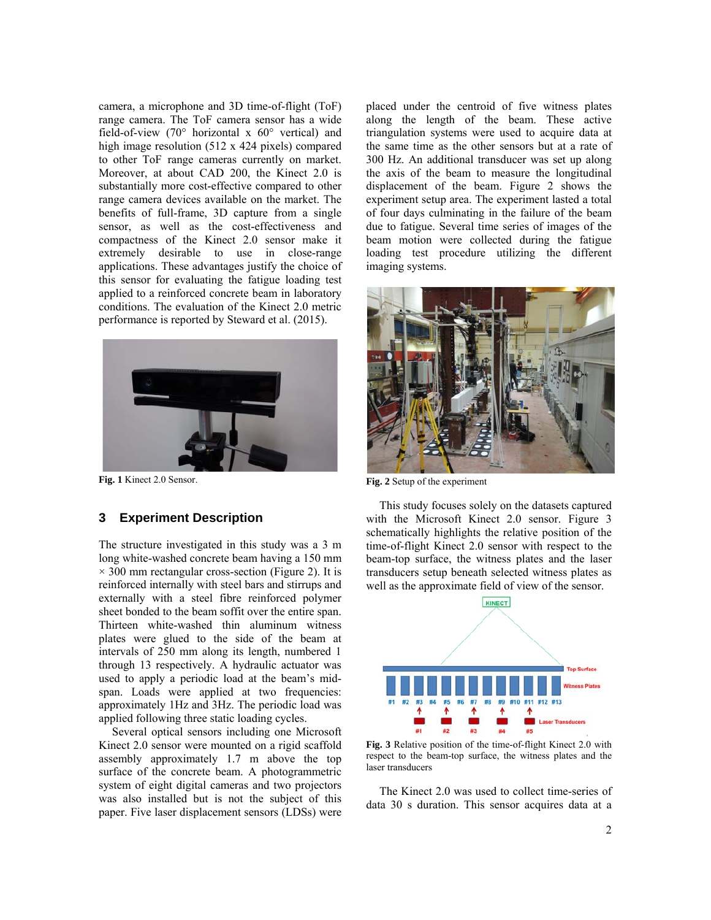camera, a microphone and 3D time-of-flight (ToF) range camera. The ToF camera sensor has a wide field-of-view (70° horizontal x 60° vertical) and high image resolution (512 x 424 pixels) compared to other ToF range cameras currently on market. Moreover, at about CAD 200, the Kinect 2.0 is substantially more cost-effective compared to other range camera devices available on the market. The benefits of full-frame, 3D capture from a single sensor, as well as the cost-effectiveness and compactness of the Kinect 2.0 sensor make it extremely desirable to use in close-range applications. These advantages justify the choice of this sensor for evaluating the fatigue loading test applied to a reinforced concrete beam in laboratory conditions. The evaluation of the Kinect 2.0 metric performance is reported by Steward et al. (2015).

**Fig. 1** Kinect 2.0 Sensor.

## 3 Experiment Description

The structure investigated in this study was a 3 m long white-washed concrete beam having a 150 mm × 300 mm rectangular cross-section (Figure 2). It is reinforced internally with steel bars and stirrups and externally with a steel fibre reinforced polymer sheet bonded to the beam soffit over the entire span. Thirteen white-washed thin aluminum witness plates were glued to the side of the beam at intervals of 250 mm along its length, numbered 1 through 13 respectively. A hydraulic actuator was used to apply a periodic load at the beam's mid-span. Loads were applied at two frequencies: approximately 1Hz and 3Hz. The periodic load was applied following three static loading cycles.

Several optical sensors including one Microsoft Kinect 2.0 sensor were mounted on a rigid scaffold assembly approximately 1.7 m above the top surface of the concrete beam. A photogrammetric system of eight digital cameras and two projectors was also installed but is not the subject of this paper. Five laser displacement sensors (LDSs) were placed under the centroid of five witness plates along the length of the beam. These active triangulation systems were used to acquire data at the same time as the other sensors but at a rate of 300 Hz. An additional transducer was set up along the axis of the beam to measure the longitudinal displacement of the beam. Figure 2 shows the experiment setup area. The experiment lasted a total of four days culminating in the failure of the beam due to fatigue. Several time series of images of the beam motion were collected during the fatigue loading test procedure utilizing the different imaging systems.

**Fig. 2** Setup of the experiment

This study focuses solely on the datasets captured with the Microsoft Kinect 2.0 sensor. Figure 3 schematically highlights the relative position of the time-of-flight Kinect 2.0 sensor with respect to the beam-top surface, the witness plates and the laser transducers setup beneath selected witness plates as well as the approximate field of view of the sensor.

**Fig. 3** Relative position of the time-of-flight Kinect 2.0 with respect to the beam-top surface, the witness plates and the laser transducers

The Kinect 2.0 was used to collect time-series of data 30 s duration. This sensor acquires data at a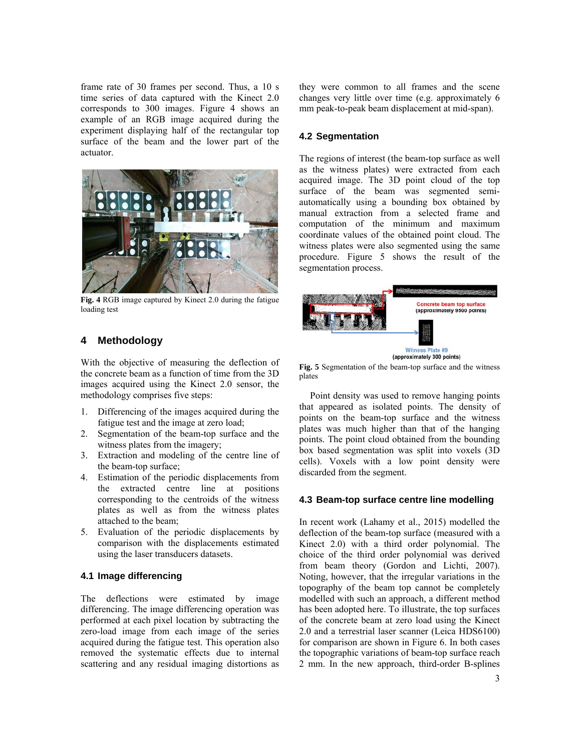frame rate of 30 frames per second. Thus, a 10 s time series of data captured with the Kinect 2.0 corresponds to 300 images. Figure 4 shows an example of an RGB image acquired during the experiment displaying half of the rectangular top surface of the beam and the lower part of the actuator.

**Fig. 4** RGB image captured by Kinect 2.0 during the fatigue loading test

## 4 Methodology

With the objective of measuring the deflection of the concrete beam as a function of time from the 3D images acquired using the Kinect 2.0 sensor, the methodology comprises five steps:

1. Differencing of the images acquired during the fatigue test and the image at zero load;
2. Segmentation of the beam-top surface and the witness plates from the imagery;
3. Extraction and modeling of the centre line of the beam-top surface;
4. Estimation of the periodic displacements from the extracted centre line at positions corresponding to the centroids of the witness plates as well as from the witness plates attached to the beam;
5. Evaluation of the periodic displacements by comparison with the displacements estimated using the laser transducers datasets.

### 4.1 Image differencing

The deflections were estimated by image differencing. The image differencing operation was performed at each pixel location by subtracting the zero-load image from each image of the series acquired during the fatigue test. This operation also removed the systematic effects due to internal scattering and any residual imaging distortions as they were common to all frames and the scene changes very little over time (e.g. approximately 6 mm peak-to-peak beam displacement at mid-span).

### 4.2 Segmentation

The regions of interest (the beam-top surface as well as the witness plates) were extracted from each acquired image. The 3D point cloud of the top surface of the beam was segmented semi-automatically using a bounding box obtained by manual extraction from a selected frame and computation of the minimum and maximum coordinate values of the obtained point cloud. The witness plates were also segmented using the same procedure. Figure 5 shows the result of the segmentation process.

**Fig. 5** Segmentation of the beam-top surface and the witness plates

Point density was used to remove hanging points that appeared as isolated points. The density of points on the beam-top surface and the witness plates was much higher than that of the hanging points. The point cloud obtained from the bounding box based segmentation was split into voxels (3D cells). Voxels with a low point density were discarded from the segment.

### 4.3 Beam-top surface centre line modelling

In recent work (Lahamy et al., 2015) modelled the deflection of the beam-top surface (measured with a Kinect 2.0) with a third order polynomial. The choice of the third order polynomial was derived from beam theory (Gordon and Lichti, 2007). Noting, however, that the irregular variations in the topography of the beam top cannot be completely modelled with such an approach, a different method has been adopted here. To illustrate, the top surfaces of the concrete beam at zero load using the Kinect 2.0 and a terrestrial laser scanner (Leica HDS6100) for comparison are shown in Figure 6. In both cases the topographic variations of beam-top surface reach 2 mm. In the new approach, third-order B-splines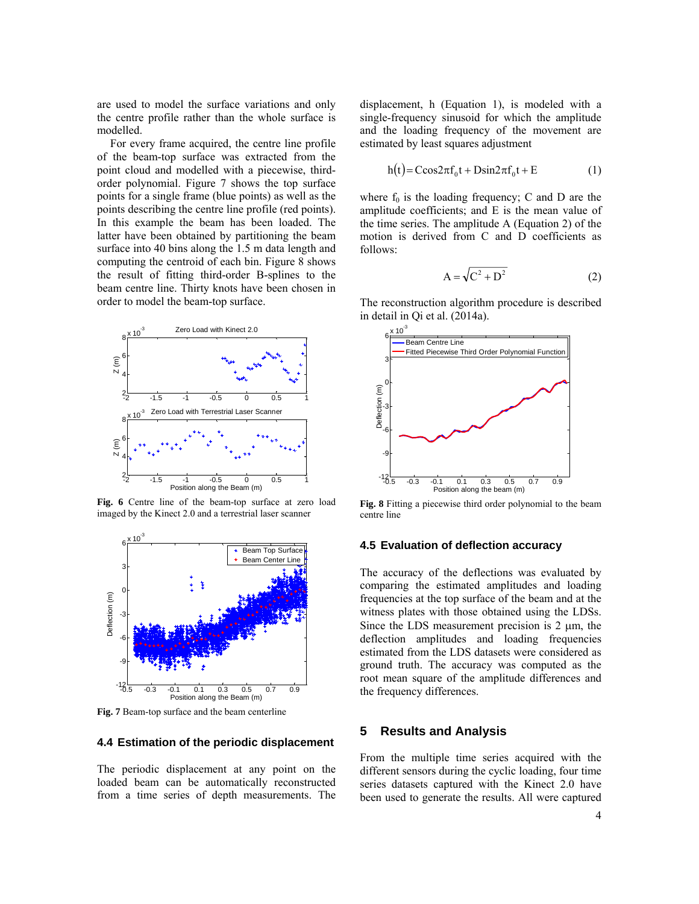are used to model the surface variations and only the centre profile rather than the whole surface is modelled.

For every frame acquired, the centre line profile of the beam-top surface was extracted from the point cloud and modelled with a piecewise, third-order polynomial. Figure 7 shows the top surface points for a single frame (blue points) as well as the points describing the centre line profile (red points). In this example the beam has been loaded. The latter have been obtained by partitioning the beam surface into 40 bins along the 1.5 m data length and computing the centroid of each bin. Figure 8 shows the result of fitting third-order B-splines to the beam centre line. Thirty knots have been chosen in order to model the beam-top surface.

**Fig. 6** Centre line of the beam-top surface at zero load imaged by the Kinect 2.0 and a terrestrial laser scanner

**Fig. 7** Beam-top surface and the beam centerline

### 4.4 Estimation of the periodic displacement

The periodic displacement at any point on the loaded beam can be automatically reconstructed from a time series of depth measurements. The displacement, h (Equation 1), is modeled with a single-frequency sinusoid for which the amplitude and the loading frequency of the movement are estimated by least squares adjustment

$$h(t) = C\cos 2\pi f_0 t + D\sin 2\pi f_0 t + E \quad (1)$$

where $f_0$ is the loading frequency; C and D are the amplitude coefficients; and E is the mean value of the time series. The amplitude A (Equation 2) of the motion is derived from C and D coefficients as follows:

$$A = \sqrt{C^2 + D^2} \quad (2)$$

The reconstruction algorithm procedure is described in detail in Qi et al. (2014a).

**Fig. 8** Fitting a piecewise third order polynomial to the beam centre line

### 4.5 Evaluation of deflection accuracy

The accuracy of the deflections was evaluated by comparing the estimated amplitudes and loading frequencies at the top surface of the beam and at the witness plates with those obtained using the LDSs. Since the LDS measurement precision is 2 μm, the deflection amplitudes and loading frequencies estimated from the LDS datasets were considered as ground truth. The accuracy was computed as the root mean square of the amplitude differences and the frequency differences.

## 5 Results and Analysis

From the multiple time series acquired with the different sensors during the cyclic loading, four time series datasets captured with the Kinect 2.0 have been used to generate the results. All were captured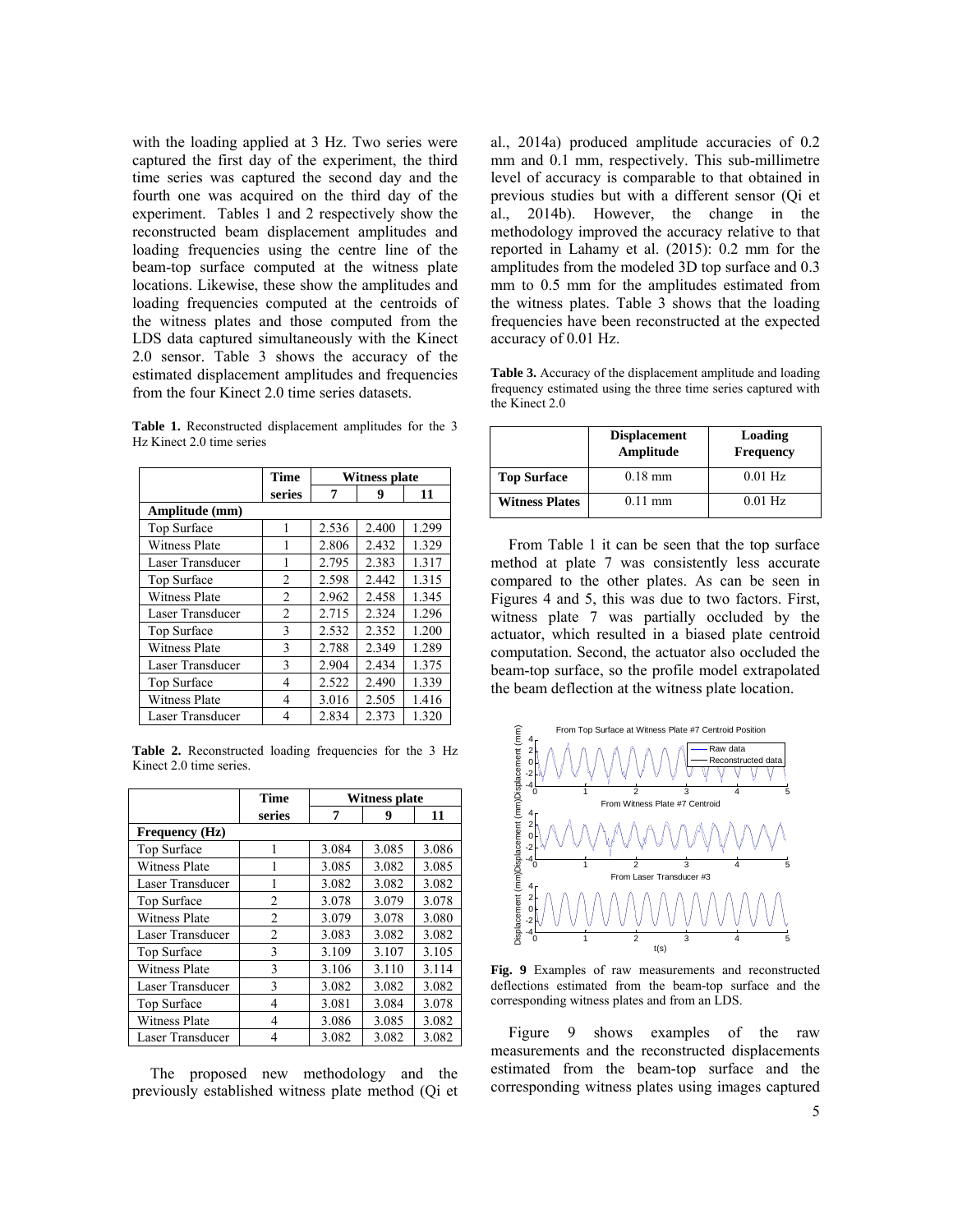with the loading applied at 3 Hz. Two series were captured the first day of the experiment, the third time series was captured the second day and the fourth one was acquired on the third day of the experiment. Tables 1 and 2 respectively show the reconstructed beam displacement amplitudes and loading frequencies using the centre line of the beam-top surface computed at the witness plate locations. Likewise, these show the amplitudes and loading frequencies computed at the centroids of the witness plates and those computed from the LDS data captured simultaneously with the Kinect 2.0 sensor. Table 3 shows the accuracy of the estimated displacement amplitudes and frequencies from the four Kinect 2.0 time series datasets.

**Table 1.** Reconstructed displacement amplitudes for the 3 Hz Kinect 2.0 time series

| | Time | Witness plate | | |
|---|---|---|---|---|
| | series | 7 | 9 | 11 |
| **Amplitude (mm)** | | | | |
| Top Surface | 1 | 2.536 | 2.400 | 1.299 |
| Witness Plate | 1 | 2.806 | 2.432 | 1.329 |
| Laser Transducer | 1 | 2.795 | 2.383 | 1.317 |
| Top Surface | 2 | 2.598 | 2.442 | 1.315 |
| Witness Plate | 2 | 2.962 | 2.458 | 1.345 |
| Laser Transducer | 2 | 2.715 | 2.324 | 1.296 |
| Top Surface | 3 | 2.532 | 2.352 | 1.200 |
| Witness Plate | 3 | 2.788 | 2.349 | 1.289 |
| Laser Transducer | 3 | 2.904 | 2.434 | 1.375 |
| Top Surface | 4 | 2.522 | 2.490 | 1.339 |
| Witness Plate | 4 | 3.016 | 2.505 | 1.416 |
| Laser Transducer | 4 | 2.834 | 2.373 | 1.320 |

**Table 2.** Reconstructed loading frequencies for the 3 Hz Kinect 2.0 time series.

| | Time | Witness plate | | |
|---|---|---|---|---|
| | series | 7 | 9 | 11 |
| **Frequency (Hz)** | | | | |
| Top Surface | 1 | 3.084 | 3.085 | 3.086 |
| Witness Plate | 1 | 3.085 | 3.082 | 3.085 |
| Laser Transducer | 1 | 3.082 | 3.082 | 3.082 |
| Top Surface | 2 | 3.078 | 3.079 | 3.078 |
| Witness Plate | 2 | 3.079 | 3.078 | 3.080 |
| Laser Transducer | 2 | 3.083 | 3.082 | 3.082 |
| Top Surface | 3 | 3.109 | 3.107 | 3.105 |
| Witness Plate | 3 | 3.106 | 3.110 | 3.114 |
| Laser Transducer | 3 | 3.082 | 3.082 | 3.082 |
| Top Surface | 4 | 3.081 | 3.084 | 3.078 |
| Witness Plate | 4 | 3.086 | 3.085 | 3.082 |
| Laser Transducer | 4 | 3.082 | 3.082 | 3.082 |

The proposed new methodology and the previously established witness plate method (Qi et al., 2014a) produced amplitude accuracies of 0.2 mm and 0.1 mm, respectively. This sub-millimetre level of accuracy is comparable to that obtained in previous studies but with a different sensor (Qi et al., 2014b). However, the change in the methodology improved the accuracy relative to that reported in Lahamy et al. (2015): 0.2 mm for the amplitudes from the modeled 3D top surface and 0.3 mm to 0.5 mm for the amplitudes estimated from the witness plates. Table 3 shows that the loading frequencies have been reconstructed at the expected accuracy of 0.01 Hz.

**Table 3.** Accuracy of the displacement amplitude and loading frequency estimated using the three time series captured with the Kinect 2.0

| | Displacement Amplitude | Loading Frequency |
|---|---|---|
| **Top Surface** | 0.18 mm | 0.01 Hz |
| **Witness Plates** | 0.11 mm | 0.01 Hz |

From Table 1 it can be seen that the top surface method at plate 7 was consistently less accurate compared to the other plates. As can be seen in Figures 4 and 5, this was due to two factors. First, witness plate 7 was partially occluded by the actuator, which resulted in a biased plate centroid computation. Second, the actuator also occluded the beam-top surface, so the profile model extrapolated the beam deflection at the witness plate location.

**Fig. 9** Examples of raw measurements and reconstructed deflections estimated from the beam-top surface and the corresponding witness plates and from an LDS.

Figure 9 shows examples of the raw measurements and the reconstructed displacements estimated from the beam-top surface and the corresponding witness plates using images captured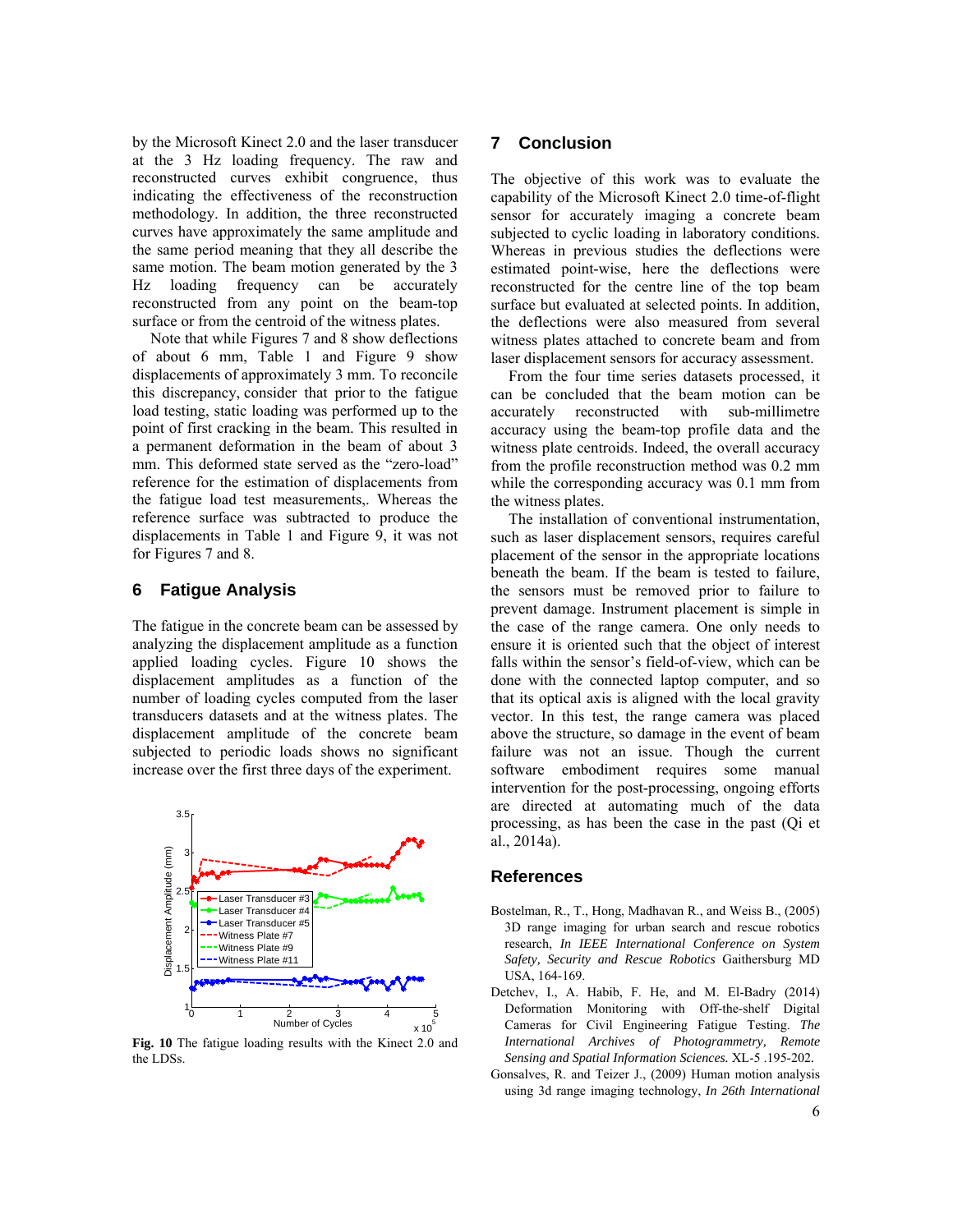by the Microsoft Kinect 2.0 and the laser transducer at the 3 Hz loading frequency. The raw and reconstructed curves exhibit congruence, thus indicating the effectiveness of the reconstruction methodology. In addition, the three reconstructed curves have approximately the same amplitude and the same period meaning that they all describe the same motion. The beam motion generated by the 3 Hz loading frequency can be accurately reconstructed from any point on the beam-top surface or from the centroid of the witness plates.

Note that while Figures 7 and 8 show deflections of about 6 mm, Table 1 and Figure 9 show displacements of approximately 3 mm. To reconcile this discrepancy, consider that prior to the fatigue load testing, static loading was performed up to the point of first cracking in the beam. This resulted in a permanent deformation in the beam of about 3 mm. This deformed state served as the "zero-load" reference for the estimation of displacements from the fatigue load test measurements,. Whereas the reference surface was subtracted to produce the displacements in Table 1 and Figure 9, it was not for Figures 7 and 8.

## 6 Fatigue Analysis

The fatigue in the concrete beam can be assessed by analyzing the displacement amplitude as a function applied loading cycles. Figure 10 shows the displacement amplitudes as a function of the number of loading cycles computed from the laser transducers datasets and at the witness plates. The displacement amplitude of the concrete beam subjected to periodic loads shows no significant increase over the first three days of the experiment.

Displacement Amplitude (mm)
3.5
3
2.5
2
1.5
1
0
1
2
3
4
5
Number of Cycles
x 10^5
Laser Transducer #3
Laser Transducer #4
Laser Transducer #5
Witness Plate #7
Witness Plate #9
Witness Plate #11

**Fig. 10** The fatigue loading results with the Kinect 2.0 and the LDSs.

## 7 Conclusion

The objective of this work was to evaluate the capability of the Microsoft Kinect 2.0 time-of-flight sensor for accurately imaging a concrete beam subjected to cyclic loading in laboratory conditions. Whereas in previous studies the deflections were estimated point-wise, here the deflections were reconstructed for the centre line of the top beam surface but evaluated at selected points. In addition, the deflections were also measured from several witness plates attached to concrete beam and from laser displacement sensors for accuracy assessment.

From the four time series datasets processed, it can be concluded that the beam motion can be accurately reconstructed with sub-millimetre accuracy using the beam-top profile data and the witness plate centroids. Indeed, the overall accuracy from the profile reconstruction method was 0.2 mm while the corresponding accuracy was 0.1 mm from the witness plates.

The installation of conventional instrumentation, such as laser displacement sensors, requires careful placement of the sensor in the appropriate locations beneath the beam. If the beam is tested to failure, the sensors must be removed prior to failure to prevent damage. Instrument placement is simple in the case of the range camera. One only needs to ensure it is oriented such that the object of interest falls within the sensor's field-of-view, which can be done with the connected laptop computer, and so that its optical axis is aligned with the local gravity vector. In this test, the range camera was placed above the structure, so damage in the event of beam failure was not an issue. Though the current software embodiment requires some manual intervention for the post-processing, ongoing efforts are directed at automating much of the data processing, as has been the case in the past (Qi et al., 2014a).

## References

Bostelman, R., T., Hong, Madhavan R., and Weiss B., (2005) 3D range imaging for urban search and rescue robotics research, *In IEEE International Conference on System Safety, Security and Rescue Robotics* Gaithersburg MD USA, 164-169.

Detchev, I., A. Habib, F. He, and M. El-Badry (2014) Deformation Monitoring with Off-the-shelf Digital Cameras for Civil Engineering Fatigue Testing. *The International Archives of Photogrammetry, Remote Sensing and Spatial Information Sciences.* XL-5 .195-202.

Gonsalves, R. and Teizer J., (2009) Human motion analysis using 3d range imaging technology, *In 26th International*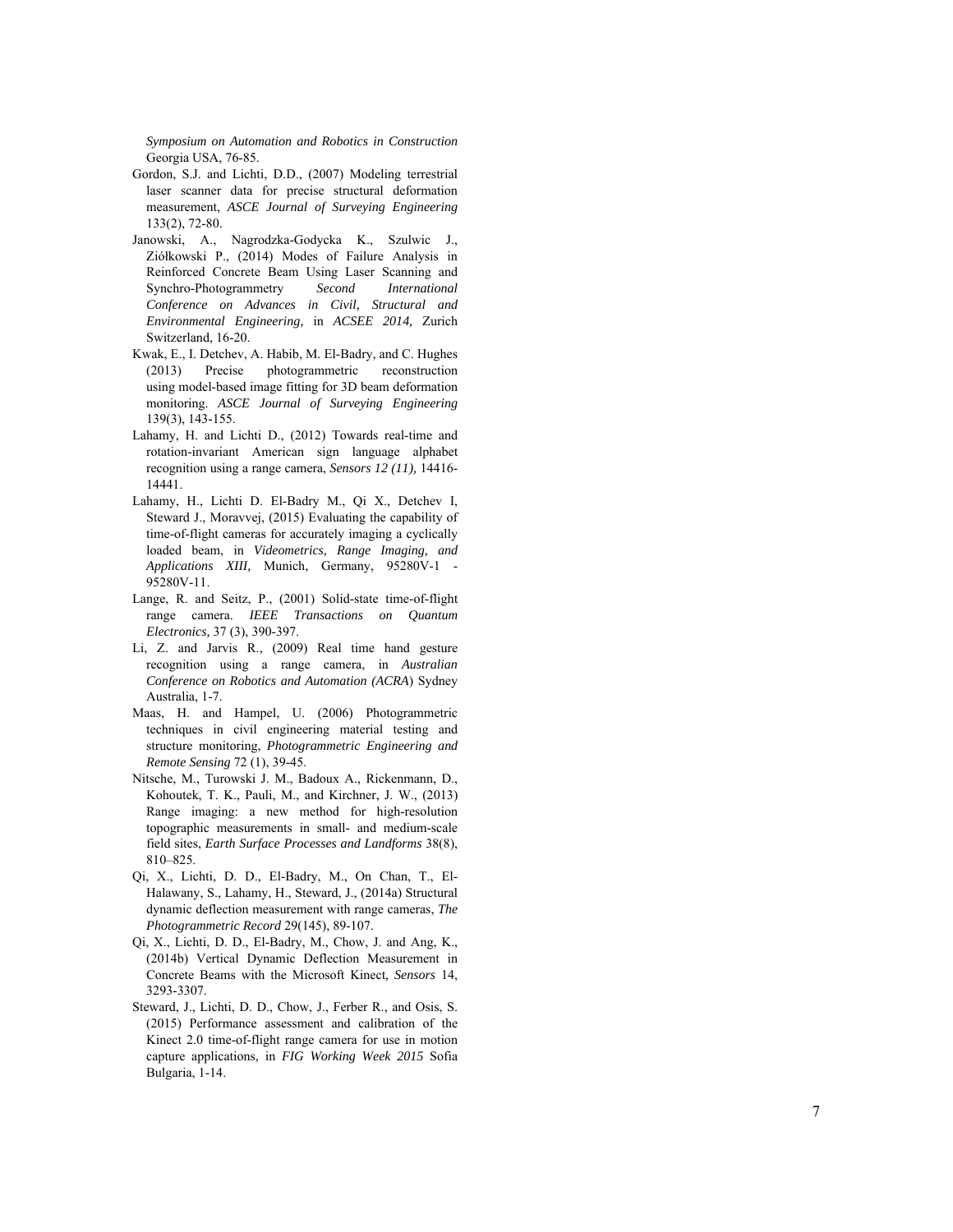*Symposium on Automation and Robotics in Construction* Georgia USA, 76-85.

Gordon, S.J. and Lichti, D.D., (2007) Modeling terrestrial laser scanner data for precise structural deformation measurement, *ASCE Journal of Surveying Engineering* 133(2), 72-80.

Janowski, A., Nagrodzka-Godycka K., Szulwic J., Ziółkowski P., (2014) Modes of Failure Analysis in Reinforced Concrete Beam Using Laser Scanning and Synchro-Photogrammetry *Second International Conference on Advances in Civil, Structural and Environmental Engineering,* in *ACSEE 2014,* Zurich Switzerland, 16-20.

Kwak, E., I. Detchev, A. Habib, M. El-Badry, and C. Hughes (2013) Precise photogrammetric reconstruction using model-based image fitting for 3D beam deformation monitoring. *ASCE Journal of Surveying Engineering* 139(3), 143-155.

Lahamy, H. and Lichti D., (2012) Towards real-time and rotation-invariant American sign language alphabet recognition using a range camera, *Sensors 12 (11),* 14416-14441.

Lahamy, H., Lichti D. El-Badry M., Qi X., Detchev I, Steward J., Moravvej, (2015) Evaluating the capability of time-of-flight cameras for accurately imaging a cyclically loaded beam, in *Videometrics, Range Imaging, and Applications XIII,* Munich, Germany, 95280V-1 - 95280V-11.

Lange, R. and Seitz, P., (2001) Solid-state time-of-flight range camera. *IEEE Transactions on Quantum Electronics,* 37 (3), 390-397.

Li, Z. and Jarvis R., (2009) Real time hand gesture recognition using a range camera, in *Australian Conference on Robotics and Automation (ACRA*) Sydney Australia, 1-7.

Maas, H. and Hampel, U. (2006) Photogrammetric techniques in civil engineering material testing and structure monitoring, *Photogrammetric Engineering and Remote Sensing* 72 (1), 39-45.

Nitsche, M., Turowski J. M., Badoux A., Rickenmann, D., Kohoutek, T. K., Pauli, M., and Kirchner, J. W., (2013) Range imaging: a new method for high-resolution topographic measurements in small- and medium-scale field sites, *Earth Surface Processes and Landforms* 38(8), 810–825.

Qi, X., Lichti, D. D., El-Badry, M., On Chan, T., El-Halawany, S., Lahamy, H., Steward, J., (2014a) Structural dynamic deflection measurement with range cameras, *The Photogrammetric Record* 29(145), 89-107.

Qi, X., Lichti, D. D., El-Badry, M., Chow, J. and Ang, K., (2014b) Vertical Dynamic Deflection Measurement in Concrete Beams with the Microsoft Kinect*, Sensors* 14, 3293-3307.

Steward, J., Lichti, D. D., Chow, J., Ferber R., and Osis, S. (2015) Performance assessment and calibration of the Kinect 2.0 time-of-flight range camera for use in motion capture applications, in *FIG Working Week 2015* Sofia Bulgaria, 1-14.